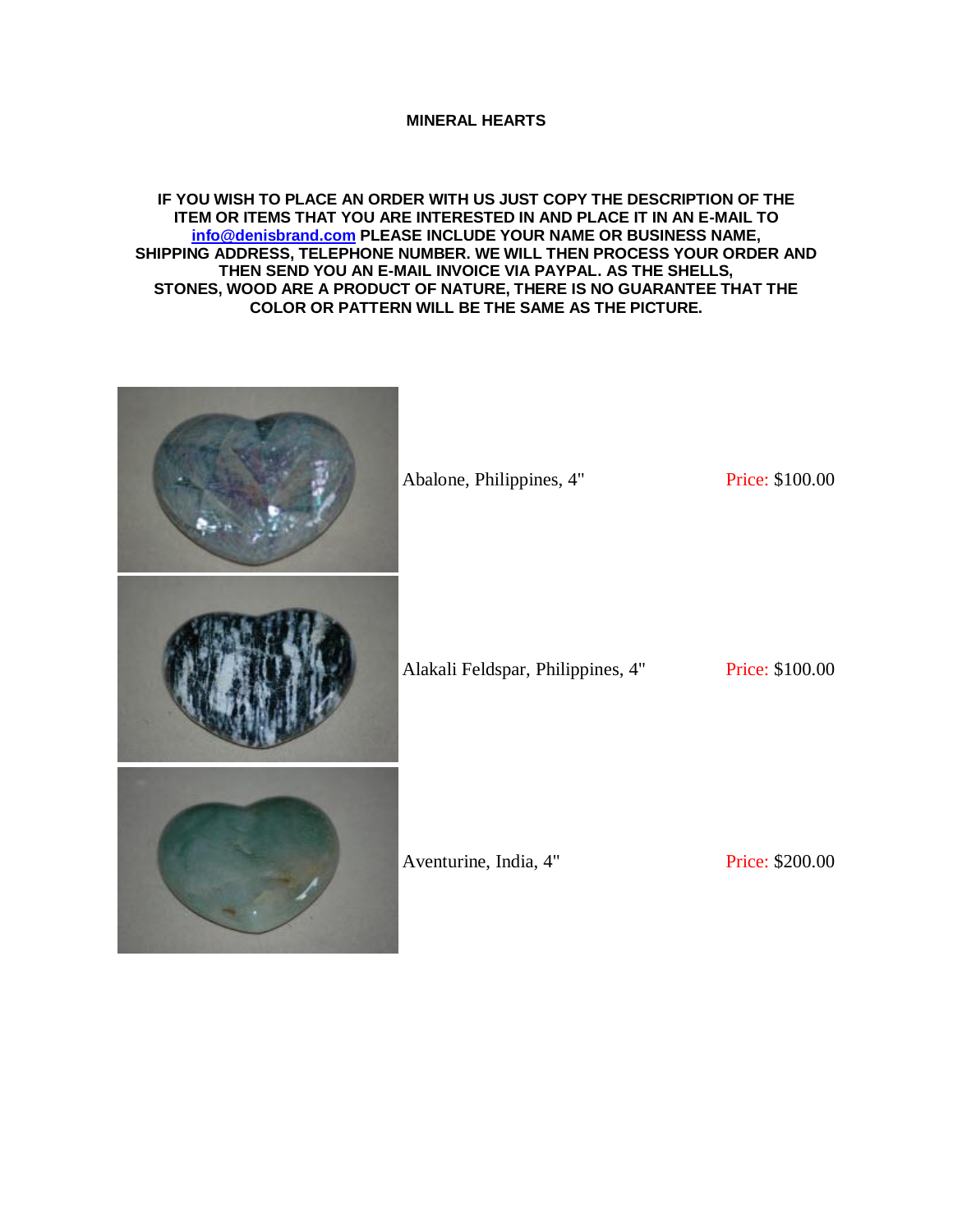**MINERAL HEARTS**

**IF YOU WISH TO PLACE AN ORDER WITH US JUST COPY THE DESCRIPTION OF THE ITEM OR ITEMS THAT YOU ARE INTERESTED IN AND PLACE IT IN AN E-MAIL TO info@denisbrand.com PLEASE INCLUDE YOUR NAME OR BUSINESS NAME, SHIPPING ADDRESS, TELEPHONE NUMBER. WE WILL THEN PROCESS YOUR ORDER AND THEN SEND YOU AN E-MAIL INVOICE VIA PAYPAL. AS THE SHELLS, STONES, WOOD ARE A PRODUCT OF NATURE, THERE IS NO GUARANTEE THAT THE COLOR OR PATTERN WILL BE THE SAME AS THE PICTURE.**

| | | |
|---|---|---|
| | Abalone, Philippines, 4" | Price: $100.00 |
| | Alakali Feldspar, Philippines, 4" | Price: $100.00 |
| | Aventurine, India, 4" | Price: $200.00 |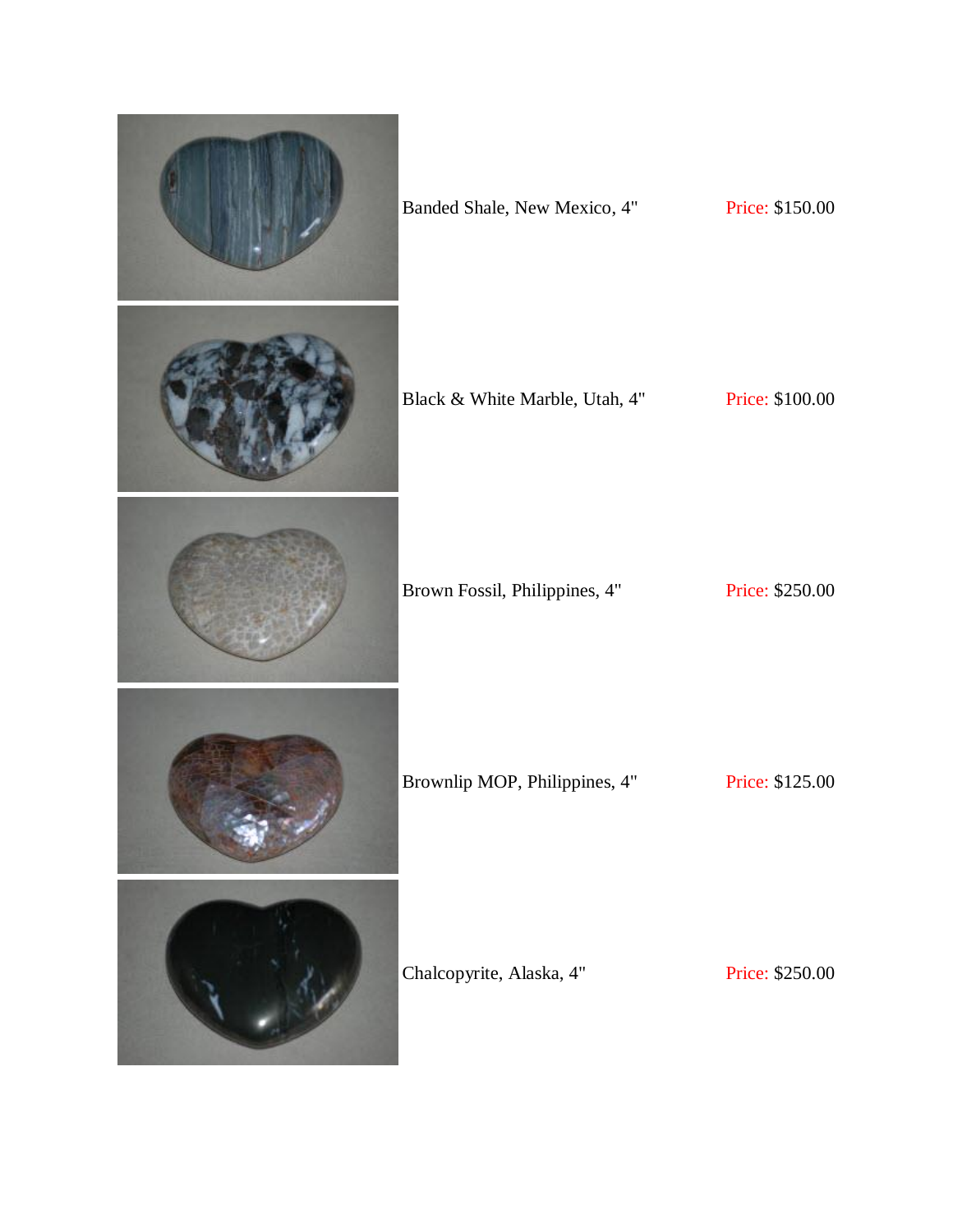Banded Shale, New Mexico, 4" Price: $150.00

Black & White Marble, Utah, 4" Price: $100.00

Brown Fossil, Philippines, 4" Price: $250.00

Brownlip MOP, Philippines, 4" Price: $125.00

Chalcopyrite, Alaska, 4" Price: $250.00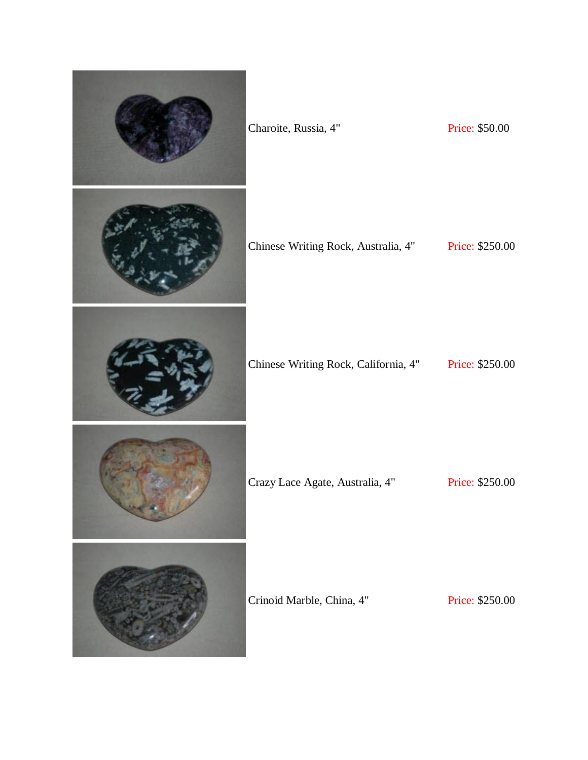| | | |
|---|---|---|
| | Charoite, Russia, 4" | Price: $50.00 |
| | Chinese Writing Rock, Australia, 4" | Price: $250.00 |
| | Chinese Writing Rock, California, 4" | Price: $250.00 |
| | Crazy Lace Agate, Australia, 4" | Price: $250.00 |
| | Crinoid Marble, China, 4" | Price: $250.00 |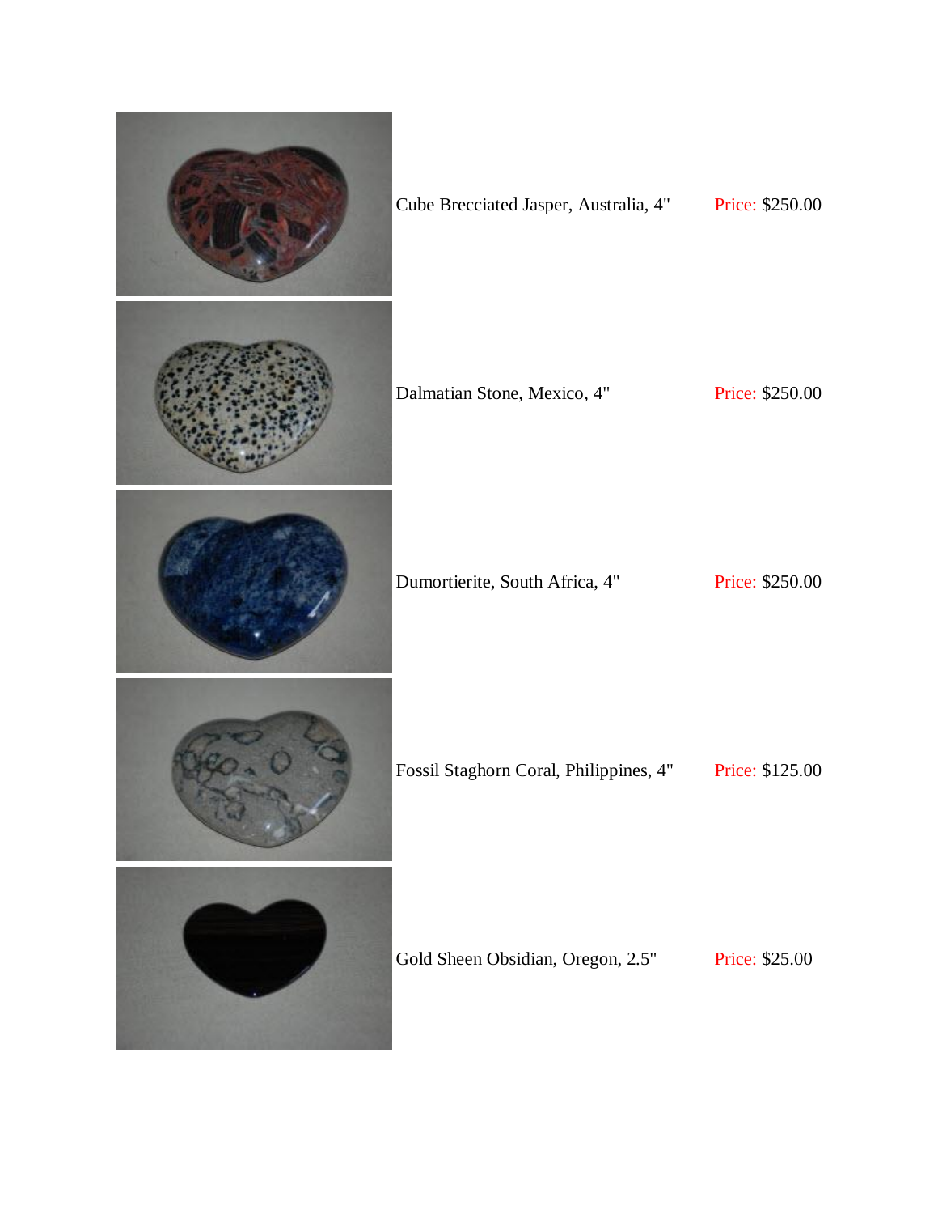| | | |
|---|---|---|
| | Cube Brecciated Jasper, Australia, 4" | Price: $250.00 |
| | Dalmatian Stone, Mexico, 4" | Price: $250.00 |
| | Dumortierite, South Africa, 4" | Price: $250.00 |
| | Fossil Staghorn Coral, Philippines, 4" | Price: $125.00 |
| | Gold Sheen Obsidian, Oregon, 2.5" | Price: $25.00 |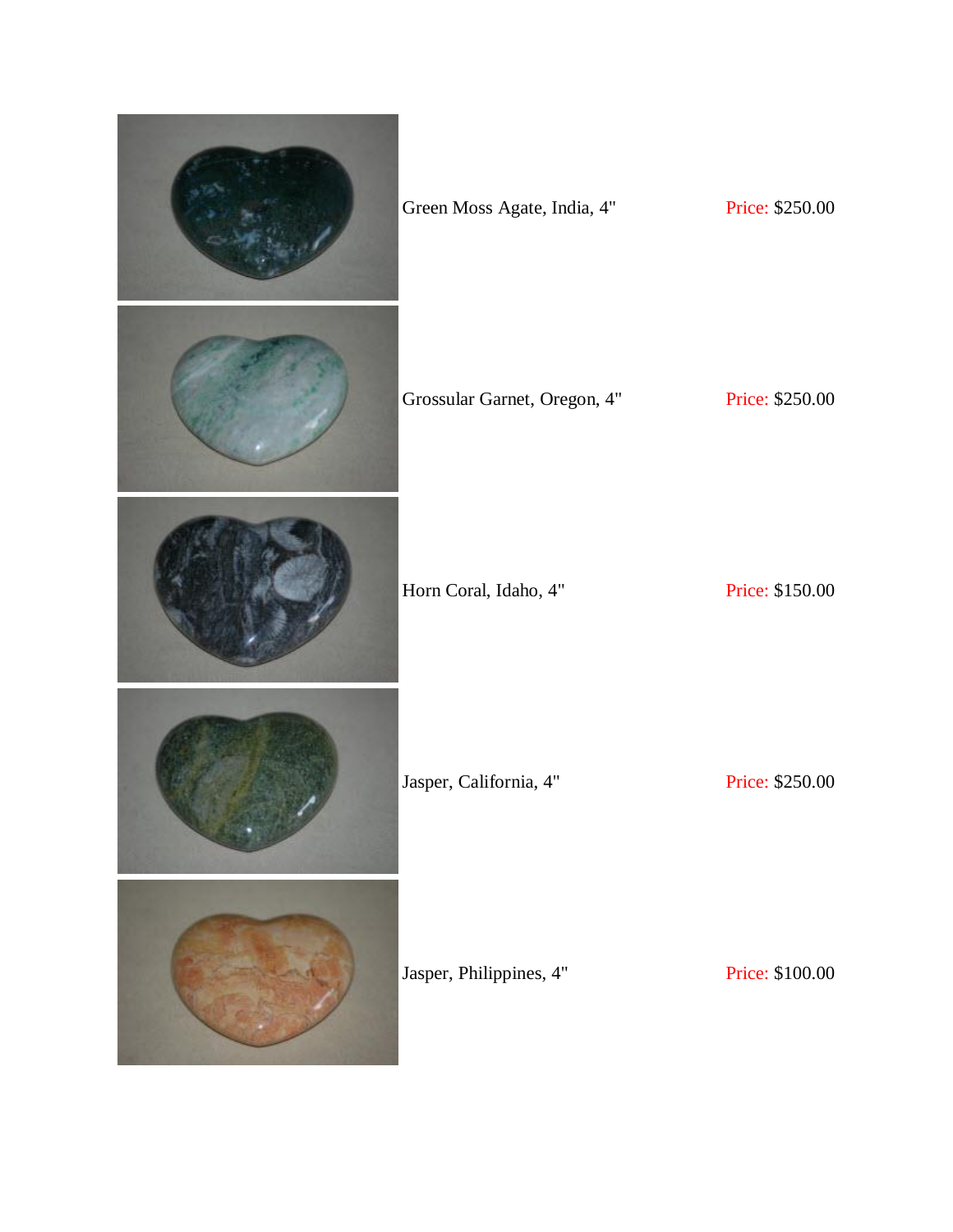| | | |
|---|---|---|
| | Green Moss Agate, India, 4" | Price: $250.00 |
| | Grossular Garnet, Oregon, 4" | Price: $250.00 |
| | Horn Coral, Idaho, 4" | Price: $150.00 |
| | Jasper, California, 4" | Price: $250.00 |
| | Jasper, Philippines, 4" | Price: $100.00 |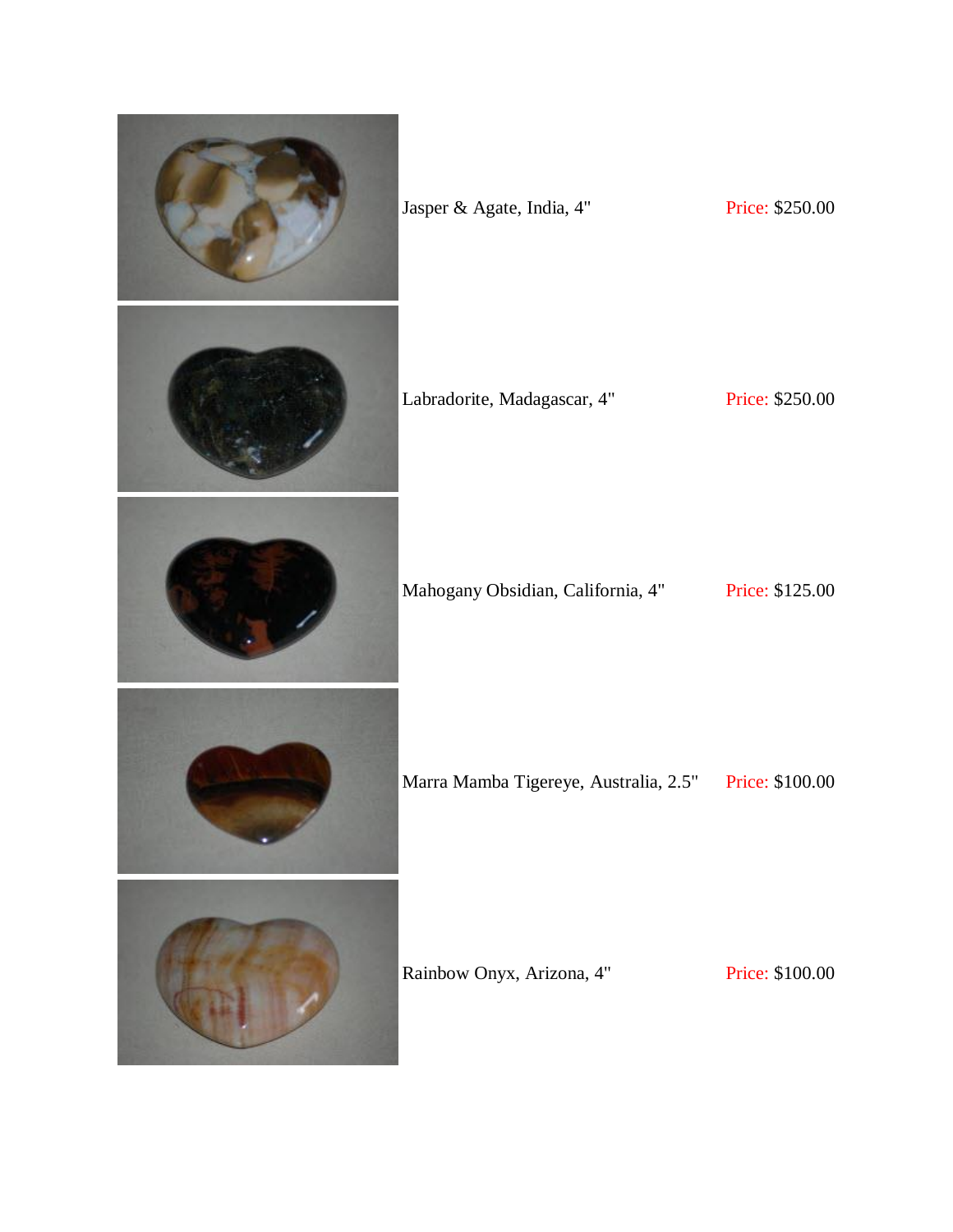| Item | Price |
| --- | --- |
| Jasper & Agate, India, 4" | Price: $250.00 |
| Labradorite, Madagascar, 4" | Price: $250.00 |
| Mahogany Obsidian, California, 4" | Price: $125.00 |
| Marra Mamba Tigereye, Australia, 2.5" | Price: $100.00 |
| Rainbow Onyx, Arizona, 4" | Price: $100.00 |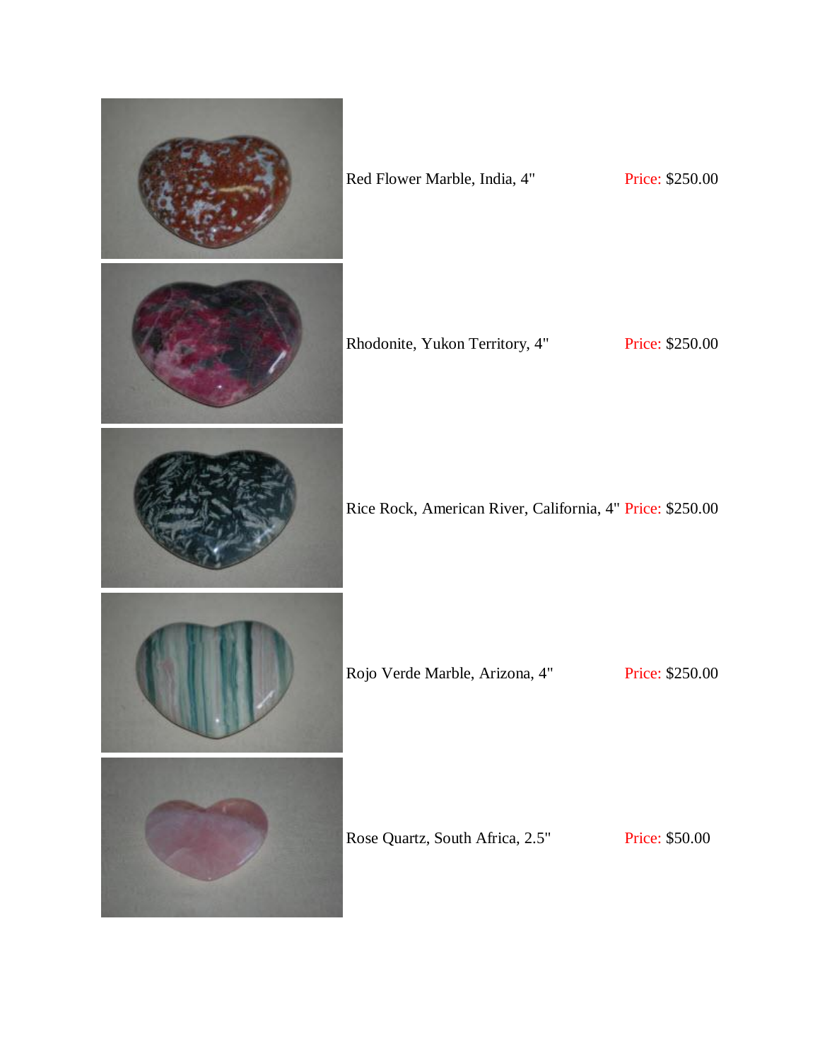| Item | Price |
| --- | --- |
| Red Flower Marble, India, 4" | Price: $250.00 |
| Rhodonite, Yukon Territory, 4" | Price: $250.00 |
| Rice Rock, American River, California, 4" | Price: $250.00 |
| Rojo Verde Marble, Arizona, 4" | Price: $250.00 |
| Rose Quartz, South Africa, 2.5" | Price: $50.00 |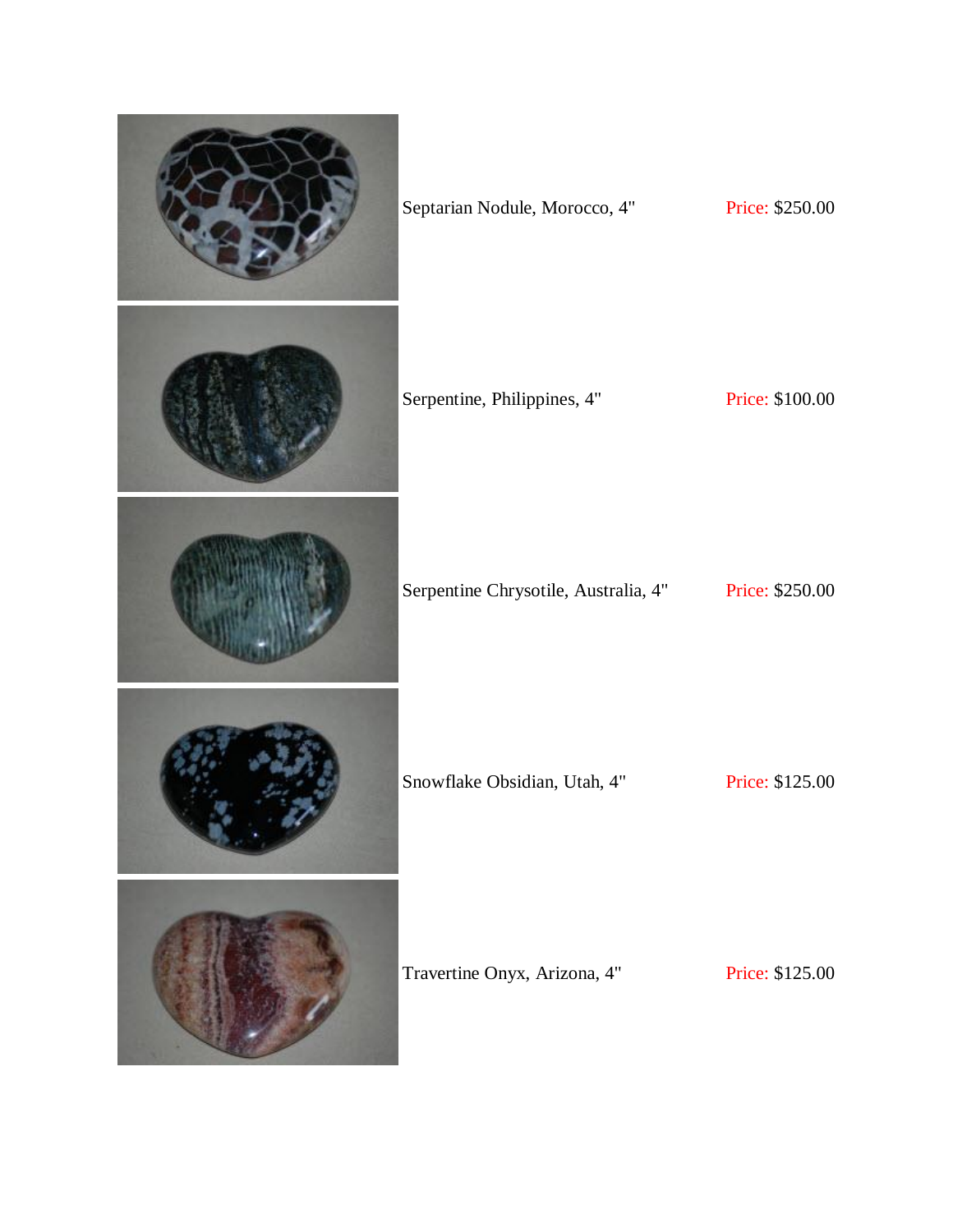| | | |
|---|---|---|
| | Septarian Nodule, Morocco, 4" | Price: $250.00 |
| | Serpentine, Philippines, 4" | Price: $100.00 |
| | Serpentine Chrysotile, Australia, 4" | Price: $250.00 |
| | Snowflake Obsidian, Utah, 4" | Price: $125.00 |
| | Travertine Onyx, Arizona, 4" | Price: $125.00 |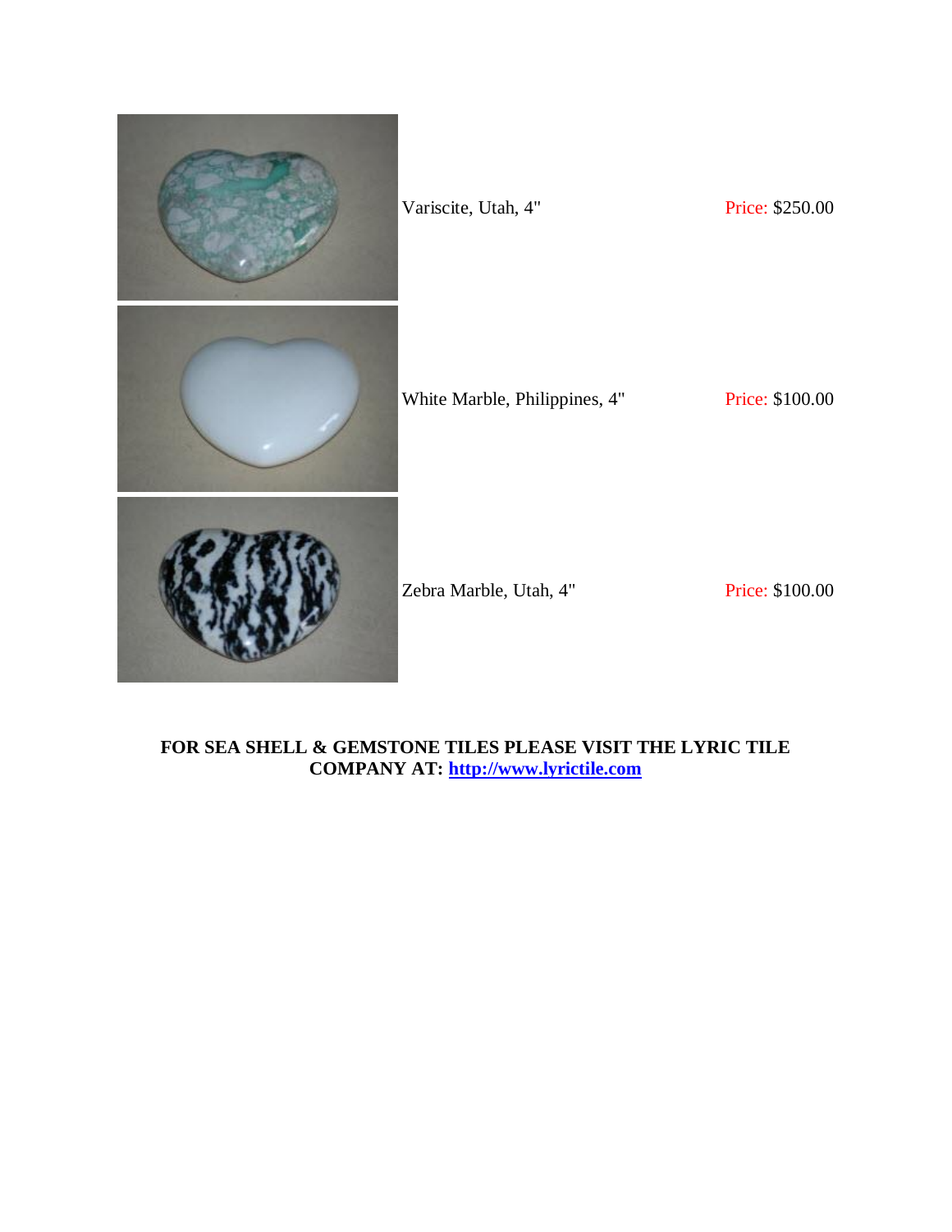| | | |
|---|---|---|
| | Variscite, Utah, 4" | Price: $250.00 |
| | White Marble, Philippines, 4" | Price: $100.00 |
| | Zebra Marble, Utah, 4" | Price: $100.00 |

**FOR SEA SHELL & GEMSTONE TILES PLEASE VISIT THE LYRIC TILE COMPANY AT: [http://www.lyrictile.com](http://www.lyrictile.com)**